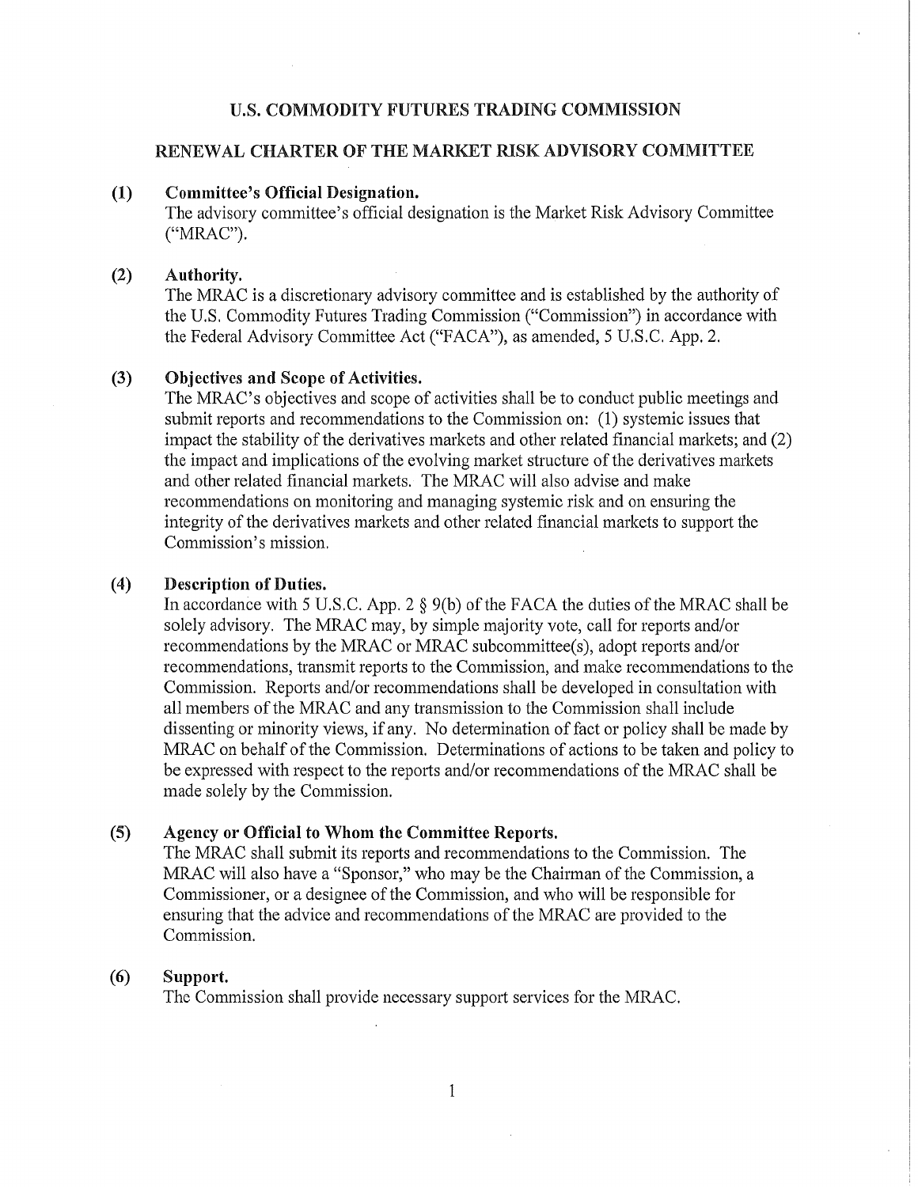# U.S. COMMODITY FUTURES TRADING COMMISSION

## RENEWAL CHARTER OF THE MARKET RISK ADVISORY COMMITTEE

**(1) Committee's Official Designation.**

The advisory committee's official designation is the Market Risk Advisory Committee ("MRAC").

**(2) Authority.**

The MRAC is a discretionary advisory committee and is established by the authority of the U.S. Commodity Futures Trading Commission ("Commission") in accordance with the Federal Advisory Committee Act ("FACA"), as amended, 5 U.S.C. App. 2.

**(3) Objectives and Scope of Activities.**

The MRAC's objectives and scope of activities shall be to conduct public meetings and submit reports and recommendations to the Commission on: (1) systemic issues that impact the stability of the derivatives markets and other related financial markets; and (2) the impact and implications of the evolving market structure of the derivatives markets and other related financial markets. The MRAC will also advise and make recommendations on monitoring and managing systemic risk and on ensuring the integrity of the derivatives markets and other related financial markets to support the Commission's mission.

**(4) Description of Duties.**

In accordance with 5 U.S.C. App. 2 § 9(b) of the FACA the duties of the MRAC shall be solely advisory. The MRAC may, by simple majority vote, call for reports and/or recommendations by the MRAC or MRAC subcommittee(s), adopt reports and/or recommendations, transmit reports to the Commission, and make recommendations to the Commission. Reports and/or recommendations shall be developed in consultation with all members of the MRAC and any transmission to the Commission shall include dissenting or minority views, if any. No determination of fact or policy shall be made by MRAC on behalf of the Commission. Determinations of actions to be taken and policy to be expressed with respect to the reports and/or recommendations of the MRAC shall be made solely by the Commission.

**(5) Agency or Official to Whom the Committee Reports.**

The MRAC shall submit its reports and recommendations to the Commission. The MRAC will also have a "Sponsor," who may be the Chairman of the Commission, a Commissioner, or a designee of the Commission, and who will be responsible for ensuring that the advice and recommendations of the MRAC are provided to the Commission.

**(6) Support.**

The Commission shall provide necessary support services for the MRAC.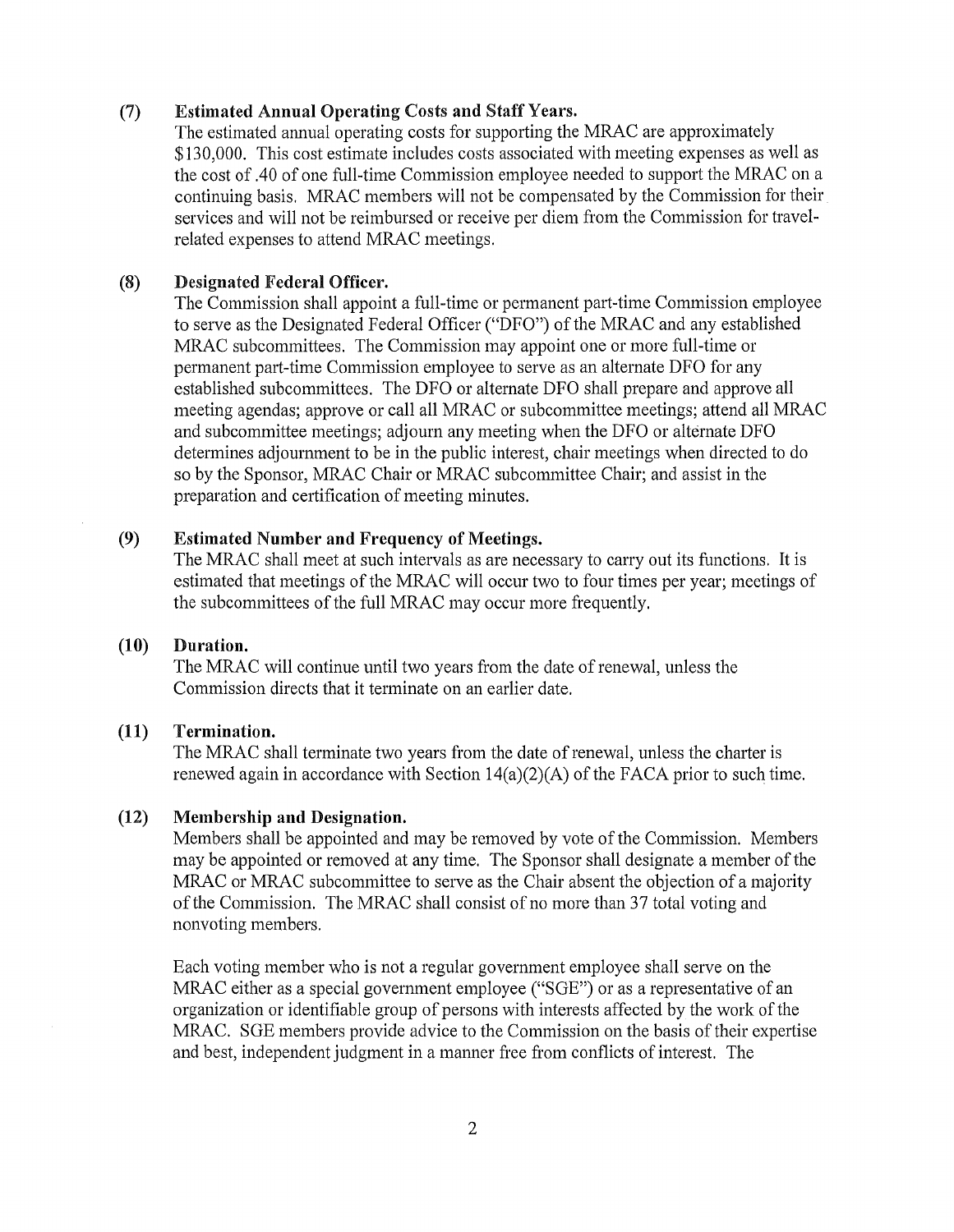**(7) Estimated Annual Operating Costs and Staff Years.**

The estimated annual operating costs for supporting the MRAC are approximately $130,000. This cost estimate includes costs associated with meeting expenses as well as the cost of .40 of one full-time Commission employee needed to support the MRAC on a continuing basis. MRAC members will not be compensated by the Commission for their services and will not be reimbursed or receive per diem from the Commission for travel-related expenses to attend MRAC meetings.

**(8) Designated Federal Officer.**

The Commission shall appoint a full-time or permanent part-time Commission employee to serve as the Designated Federal Officer ("DFO") of the MRAC and any established MRAC subcommittees. The Commission may appoint one or more full-time or permanent part-time Commission employee to serve as an alternate DFO for any established subcommittees. The DFO or alternate DFO shall prepare and approve all meeting agendas; approve or call all MRAC or subcommittee meetings; attend all MRAC and subcommittee meetings; adjourn any meeting when the DFO or alternate DFO determines adjournment to be in the public interest, chair meetings when directed to do so by the Sponsor, MRAC Chair or MRAC subcommittee Chair; and assist in the preparation and certification of meeting minutes.

**(9) Estimated Number and Frequency of Meetings.**

The MRAC shall meet at such intervals as are necessary to carry out its functions. It is estimated that meetings of the MRAC will occur two to four times per year; meetings of the subcommittees of the full MRAC may occur more frequently.

**(10) Duration.**

The MRAC will continue until two years from the date of renewal, unless the Commission directs that it terminate on an earlier date.

**(11) Termination.**

The MRAC shall terminate two years from the date of renewal, unless the charter is renewed again in accordance with Section 14(a)(2)(A) of the FACA prior to such time.

**(12) Membership and Designation.**

Members shall be appointed and may be removed by vote of the Commission. Members may be appointed or removed at any time. The Sponsor shall designate a member of the MRAC or MRAC subcommittee to serve as the Chair absent the objection of a majority of the Commission. The MRAC shall consist of no more than 37 total voting and nonvoting members.

Each voting member who is not a regular government employee shall serve on the MRAC either as a special government employee ("SGE") or as a representative of an organization or identifiable group of persons with interests affected by the work of the MRAC. SGE members provide advice to the Commission on the basis of their expertise and best, independent judgment in a manner free from conflicts of interest. The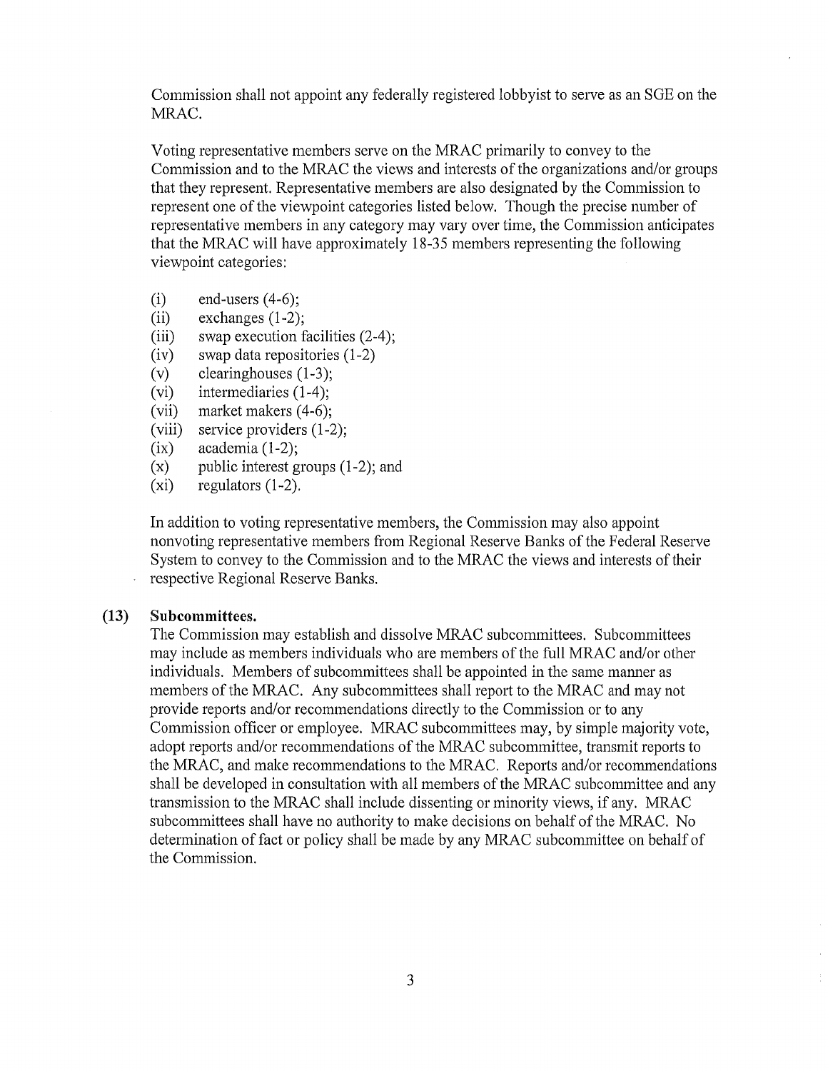Commission shall not appoint any federally registered lobbyist to serve as an SGE on the MRAC.

Voting representative members serve on the MRAC primarily to convey to the Commission and to the MRAC the views and interests of the organizations and/or groups that they represent. Representative members are also designated by the Commission to represent one of the viewpoint categories listed below. Though the precise number of representative members in any category may vary over time, the Commission anticipates that the MRAC will have approximately 18-35 members representing the following viewpoint categories:

(i) end-users (4-6);
(ii) exchanges (1-2);
(iii) swap execution facilities (2-4);
(iv) swap data repositories (1-2)
(v) clearinghouses (1-3);
(vi) intermediaries (1-4);
(vii) market makers (4-6);
(viii) service providers (1-2);
(ix) academia (1-2);
(x) public interest groups (1-2); and
(xi) regulators (1-2).

In addition to voting representative members, the Commission may also appoint nonvoting representative members from Regional Reserve Banks of the Federal Reserve System to convey to the Commission and to the MRAC the views and interests of their respective Regional Reserve Banks.

**(13) Subcommittees.**

The Commission may establish and dissolve MRAC subcommittees. Subcommittees may include as members individuals who are members of the full MRAC and/or other individuals. Members of subcommittees shall be appointed in the same manner as members of the MRAC. Any subcommittees shall report to the MRAC and may not provide reports and/or recommendations directly to the Commission or to any Commission officer or employee. MRAC subcommittees may, by simple majority vote, adopt reports and/or recommendations of the MRAC subcommittee, transmit reports to the MRAC, and make recommendations to the MRAC. Reports and/or recommendations shall be developed in consultation with all members of the MRAC subcommittee and any transmission to the MRAC shall include dissenting or minority views, if any. MRAC subcommittees shall have no authority to make decisions on behalf of the MRAC. No determination of fact or policy shall be made by any MRAC subcommittee on behalf of the Commission.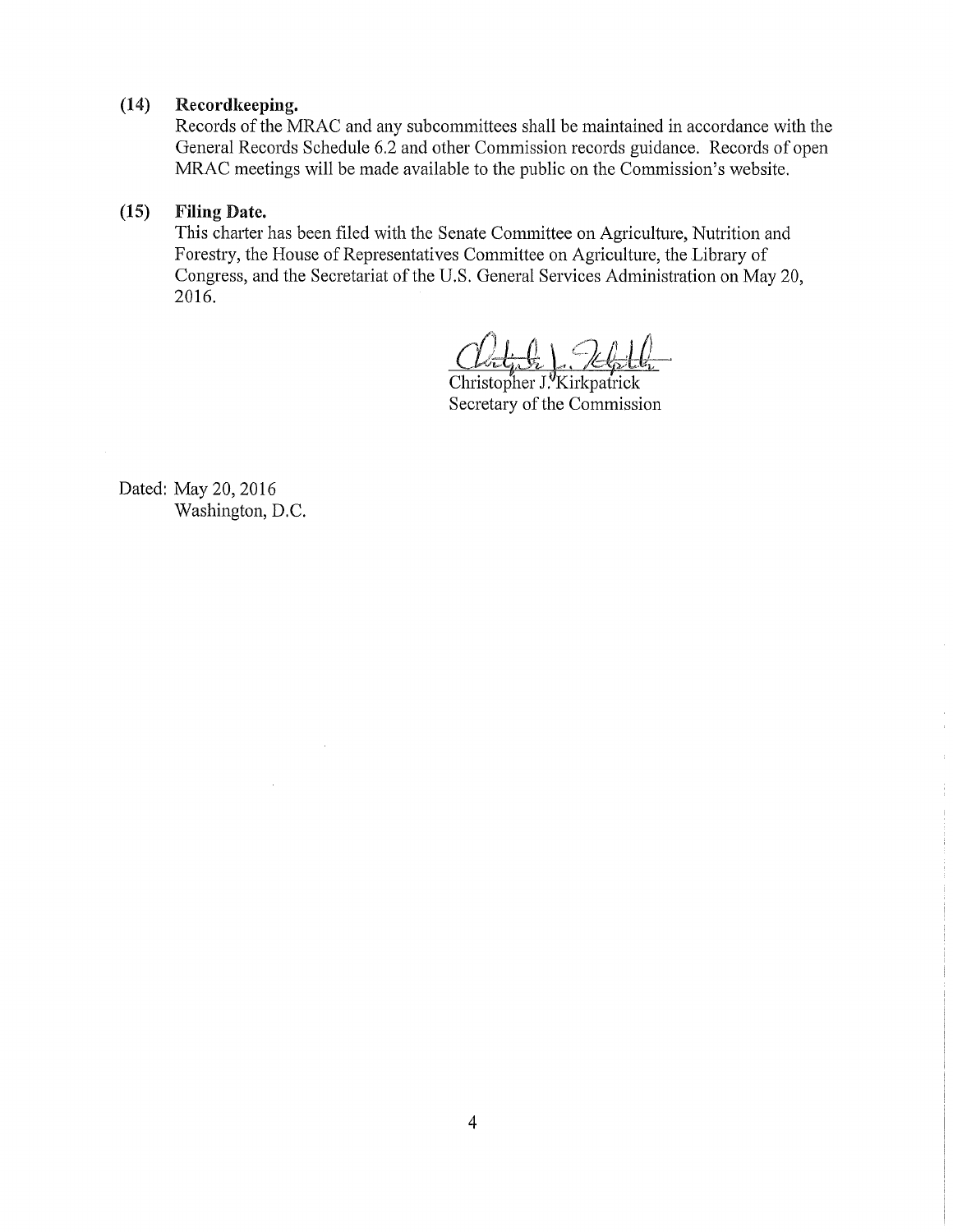**(14) Recordkeeping.**

Records of the MRAC and any subcommittees shall be maintained in accordance with the General Records Schedule 6.2 and other Commission records guidance. Records of open MRAC meetings will be made available to the public on the Commission's website.

**(15) Filing Date.**

This charter has been filed with the Senate Committee on Agriculture, Nutrition and Forestry, the House of Representatives Committee on Agriculture, the Library of Congress, and the Secretariat of the U.S. General Services Administration on May 20, 2016.

Christopher J. Kirkpatrick
Secretary of the Commission

Dated: May 20, 2016
Washington, D.C.